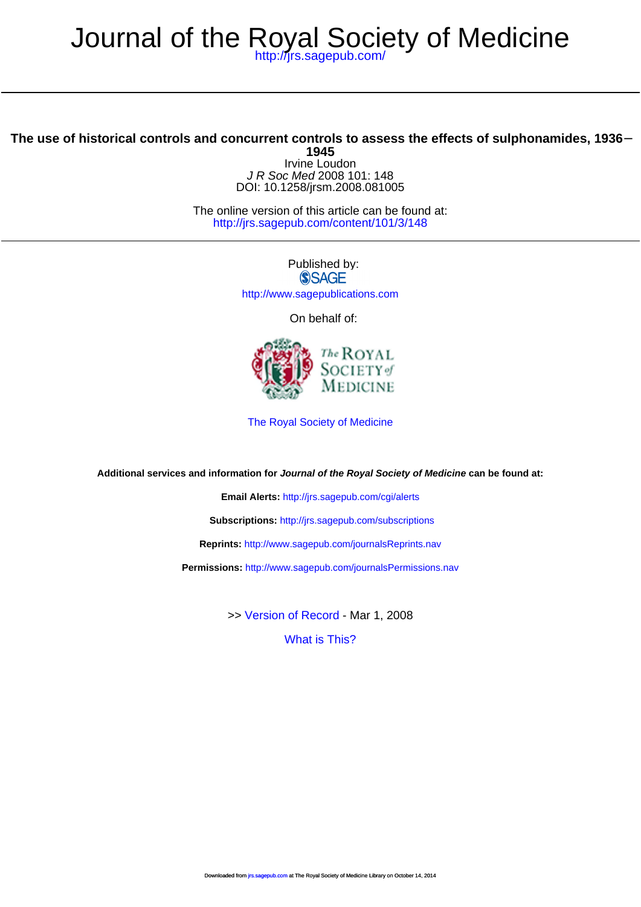# Journal of the Royal Society of Medicine

http://jrs.sagepub.com/

## The use of historical controls and concurrent controls to assess the effects of sulphonamides, 1936–1945

Irvine Loudon

*J R Soc Med* 2008 101: 148

DOI: 10.1258/jrsm.2008.081005

The online version of this article can be found at:

http://jrs.sagepub.com/content/101/3/148

Published by:

SAGE

http://www.sagepublications.com

On behalf of:

The Royal Society of Medicine

The Royal Society of Medicine

**Additional services and information for *Journal of the Royal Society of Medicine* can be found at:**

**Email Alerts:** http://jrs.sagepub.com/cgi/alerts

**Subscriptions:** http://jrs.sagepub.com/subscriptions

**Reprints:** http://www.sagepub.com/journalsReprints.nav

**Permissions:** http://www.sagepub.com/journalsPermissions.nav

>> Version of Record - Mar 1, 2008

What is This?

Downloaded from jrs.sagepub.com at The Royal Society of Medicine Library on October 14, 2014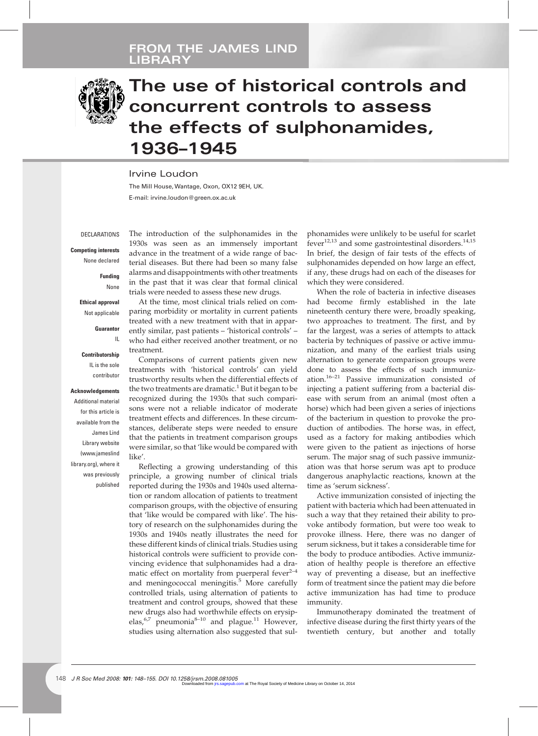FROM THE JAMES LIND LIBRARY

# The use of historical controls and concurrent controls to assess the effects of sulphonamides, 1936–1945

Irvine Loudon

The Mill House, Wantage, Oxon, OX12 9EH, UK.
E-mail: irvine.loudon@green.ox.ac.uk

DECLARATIONS

**Competing interests**
None declared

**Funding**
None

**Ethical approval**
Not applicable

**Guarantor**
IL

**Contributorship**
IL is the sole contributor

**Acknowledgements**
Additional material for this article is available from the James Lind Library website (www.jameslindlibrary.org), where it was previously published

The introduction of the sulphonamides in the 1930s was seen as an immensely important advance in the treatment of a wide range of bacterial diseases. But there had been so many false alarms and disappointments with other treatments in the past that it was clear that formal clinical trials were needed to assess these new drugs.

At the time, most clinical trials relied on comparing morbidity or mortality in current patients treated with a new treatment with that in apparently similar, past patients – 'historical controls' – who had either received another treatment, or no treatment.

Comparisons of current patients given new treatments with 'historical controls' can yield trustworthy results when the differential effects of the two treatments are dramatic.[1] But it began to be recognized during the 1930s that such comparisons were not a reliable indicator of moderate treatment effects and differences. In these circumstances, deliberate steps were needed to ensure that the patients in treatment comparison groups were similar, so that 'like would be compared with like'.

Reflecting a growing understanding of this principle, a growing number of clinical trials reported during the 1930s and 1940s used alternation or random allocation of patients to treatment comparison groups, with the objective of ensuring that 'like would be compared with like'. The history of research on the sulphonamides during the 1930s and 1940s neatly illustrates the need for these different kinds of clinical trials. Studies using historical controls were sufficient to provide convincing evidence that sulphonamides had a dramatic effect on mortality from puerperal fever[2–4] and meningococcal meningitis.[5] More carefully controlled trials, using alternation of patients to treatment and control groups, showed that these new drugs also had worthwhile effects on erysipelas,[6,7] pneumonia[8–10] and plague.[11] However, studies using alternation also suggested that sulphonamides were unlikely to be useful for scarlet fever[12,13] and some gastrointestinal disorders.[14,15] In brief, the design of fair tests of the effects of sulphonamides depended on how large an effect, if any, these drugs had on each of the diseases for which they were considered.

When the role of bacteria in infective diseases had become firmly established in the late nineteenth century there were, broadly speaking, two approaches to treatment. The first, and by far the largest, was a series of attempts to attack bacteria by techniques of passive or active immunization, and many of the earliest trials using alternation to generate comparison groups were done to assess the effects of such immunization.[16–21] Passive immunization consisted of injecting a patient suffering from a bacterial disease with serum from an animal (most often a horse) which had been given a series of injections of the bacterium in question to provoke the production of antibodies. The horse was, in effect, used as a factory for making antibodies which were given to the patient as injections of horse serum. The major snag of such passive immunization was that horse serum was apt to produce dangerous anaphylactic reactions, known at the time as 'serum sickness'.

Active immunization consisted of injecting the patient with bacteria which had been attenuated in such a way that they retained their ability to provoke antibody formation, but were too weak to provoke illness. Here, there was no danger of serum sickness, but it takes a considerable time for the body to produce antibodies. Active immunization of healthy people is therefore an effective way of preventing a disease, but an ineffective form of treatment since the patient may die before active immunization has had time to produce immunity.

Immunotherapy dominated the treatment of infective disease during the first thirty years of the twentieth century, but another and totally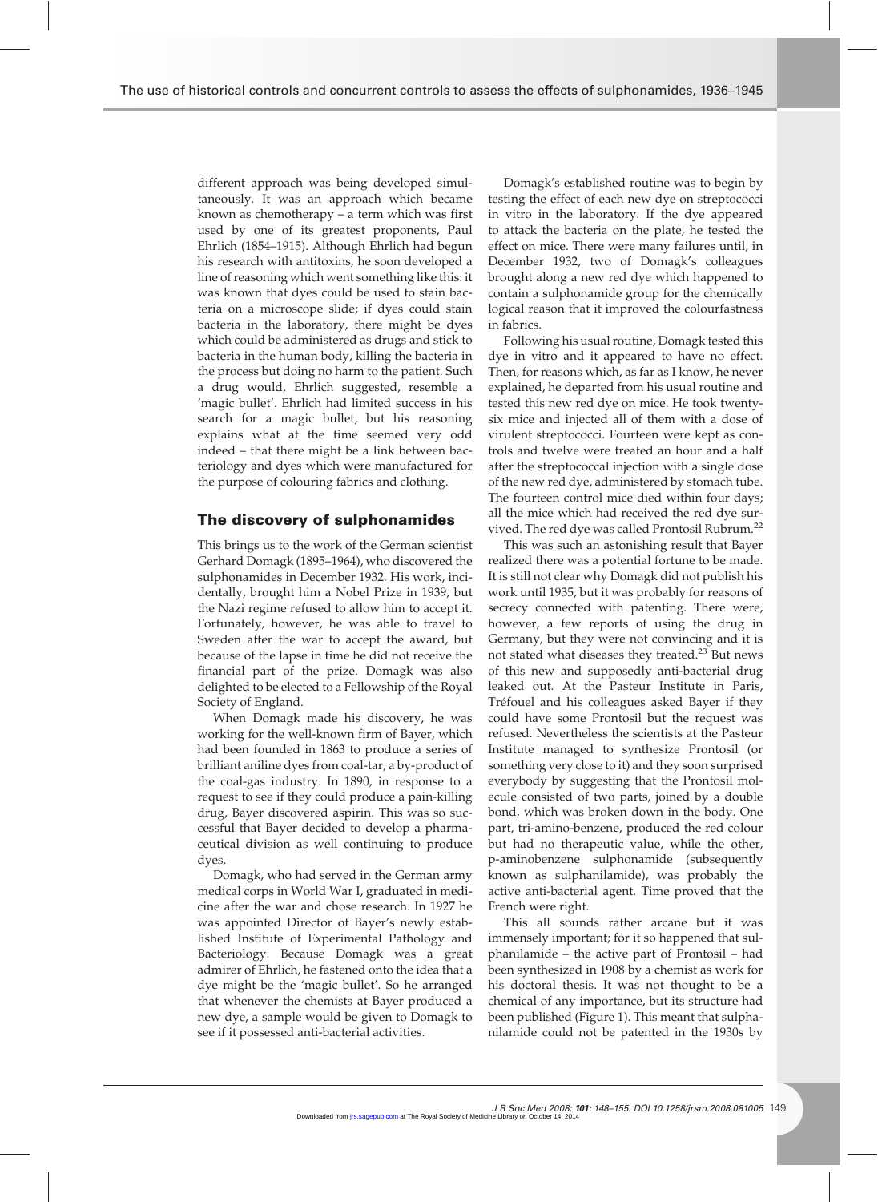different approach was being developed simultaneously. It was an approach which became known as chemotherapy – a term which was first used by one of its greatest proponents, Paul Ehrlich (1854–1915). Although Ehrlich had begun his research with antitoxins, he soon developed a line of reasoning which went something like this: it was known that dyes could be used to stain bacteria on a microscope slide; if dyes could stain bacteria in the laboratory, there might be dyes which could be administered as drugs and stick to bacteria in the human body, killing the bacteria in the process but doing no harm to the patient. Such a drug would, Ehrlich suggested, resemble a 'magic bullet'. Ehrlich had limited success in his search for a magic bullet, but his reasoning explains what at the time seemed very odd indeed – that there might be a link between bacteriology and dyes which were manufactured for the purpose of colouring fabrics and clothing.

## The discovery of sulphonamides

This brings us to the work of the German scientist Gerhard Domagk (1895–1964), who discovered the sulphonamides in December 1932. His work, incidentally, brought him a Nobel Prize in 1939, but the Nazi regime refused to allow him to accept it. Fortunately, however, he was able to travel to Sweden after the war to accept the award, but because of the lapse in time he did not receive the financial part of the prize. Domagk was also delighted to be elected to a Fellowship of the Royal Society of England.

When Domagk made his discovery, he was working for the well-known firm of Bayer, which had been founded in 1863 to produce a series of brilliant aniline dyes from coal-tar, a by-product of the coal-gas industry. In 1890, in response to a request to see if they could produce a pain-killing drug, Bayer discovered aspirin. This was so successful that Bayer decided to develop a pharmaceutical division as well continuing to produce dyes.

Domagk, who had served in the German army medical corps in World War I, graduated in medicine after the war and chose research. In 1927 he was appointed Director of Bayer's newly established Institute of Experimental Pathology and Bacteriology. Because Domagk was a great admirer of Ehrlich, he fastened onto the idea that a dye might be the 'magic bullet'. So he arranged that whenever the chemists at Bayer produced a new dye, a sample would be given to Domagk to see if it possessed anti-bacterial activities.

Domagk's established routine was to begin by testing the effect of each new dye on streptococci in vitro in the laboratory. If the dye appeared to attack the bacteria on the plate, he tested the effect on mice. There were many failures until, in December 1932, two of Domagk's colleagues brought along a new red dye which happened to contain a sulphonamide group for the chemically logical reason that it improved the colourfastness in fabrics.

Following his usual routine, Domagk tested this dye in vitro and it appeared to have no effect. Then, for reasons which, as far as I know, he never explained, he departed from his usual routine and tested this new red dye on mice. He took twenty-six mice and injected all of them with a dose of virulent streptococci. Fourteen were kept as controls and twelve were treated an hour and a half after the streptococcal injection with a single dose of the new red dye, administered by stomach tube. The fourteen control mice died within four days; all the mice which had received the red dye survived. The red dye was called Prontosil Rubrum.[22]

This was such an astonishing result that Bayer realized there was a potential fortune to be made. It is still not clear why Domagk did not publish his work until 1935, but it was probably for reasons of secrecy connected with patenting. There were, however, a few reports of using the drug in Germany, but they were not convincing and it is not stated what diseases they treated.[23] But news of this new and supposedly anti-bacterial drug leaked out. At the Pasteur Institute in Paris, Tréfouel and his colleagues asked Bayer if they could have some Prontosil but the request was refused. Nevertheless the scientists at the Pasteur Institute managed to synthesize Prontosil (or something very close to it) and they soon surprised everybody by suggesting that the Prontosil molecule consisted of two parts, joined by a double bond, which was broken down in the body. One part, tri-amino-benzene, produced the red colour but had no therapeutic value, while the other, p-aminobenzene sulphonamide (subsequently known as sulphanilamide), was probably the active anti-bacterial agent. Time proved that the French were right.

This all sounds rather arcane but it was immensely important; for it so happened that sulphanilamide – the active part of Prontosil – had been synthesized in 1908 by a chemist as work for his doctoral thesis. It was not thought to be a chemical of any importance, but its structure had been published (Figure 1). This meant that sulphanilamide could not be patented in the 1930s by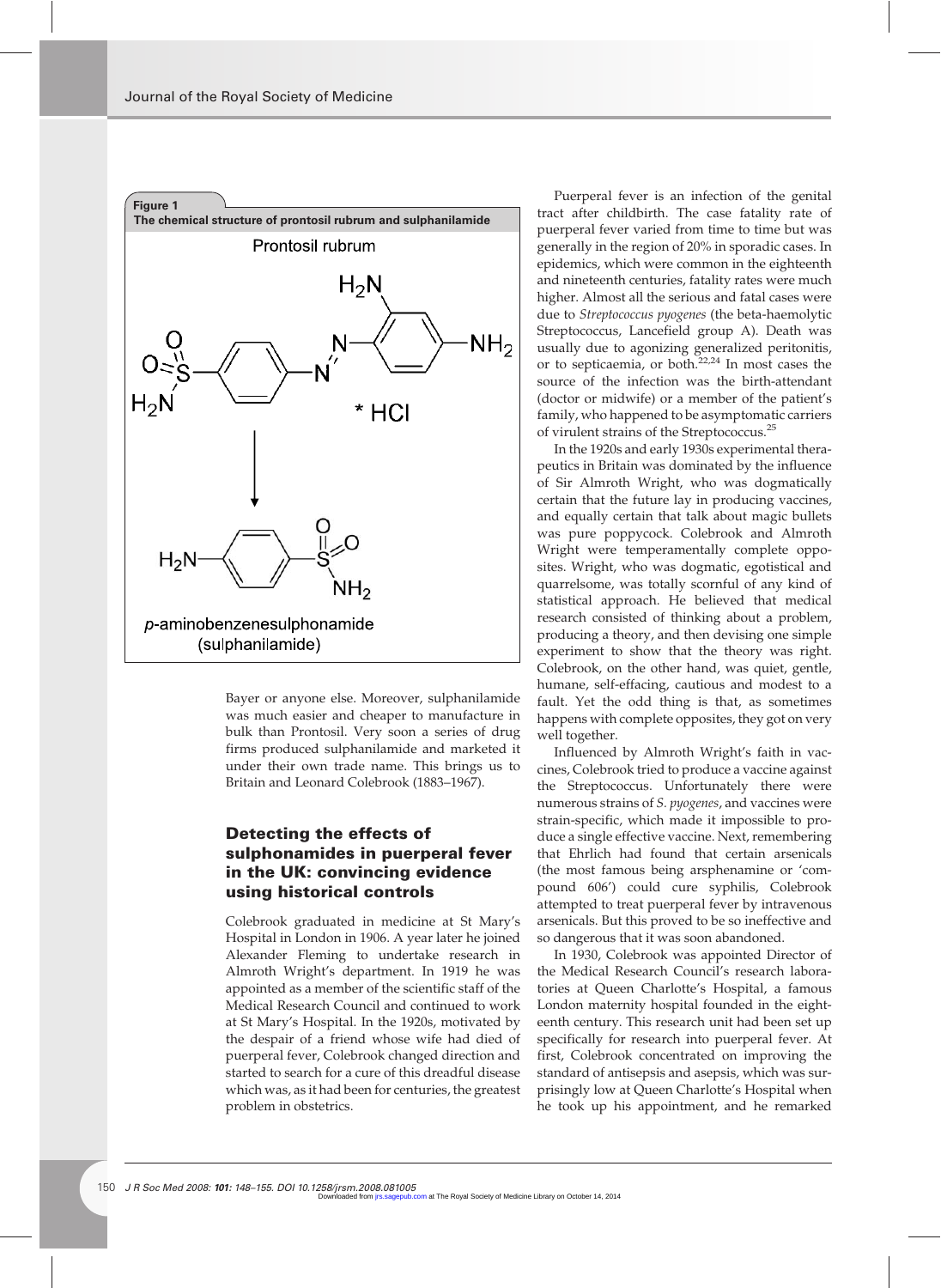**Figure 1**
**The chemical structure of prontosil rubrum and sulphanilamide**

Prontosil rubrum

* HCl

*p*-aminobenzenesulphonamide
(sulphanilamide)

Bayer or anyone else. Moreover, sulphanilamide was much easier and cheaper to manufacture in bulk than Prontosil. Very soon a series of drug firms produced sulphanilamide and marketed it under their own trade name. This brings us to Britain and Leonard Colebrook (1883–1967).

## Detecting the effects of sulphonamides in puerperal fever in the UK: convincing evidence using historical controls

Colebrook graduated in medicine at St Mary's Hospital in London in 1906. A year later he joined Alexander Fleming to undertake research in Almroth Wright's department. In 1919 he was appointed as a member of the scientific staff of the Medical Research Council and continued to work at St Mary's Hospital. In the 1920s, motivated by the despair of a friend whose wife had died of puerperal fever, Colebrook changed direction and started to search for a cure of this dreadful disease which was, as it had been for centuries, the greatest problem in obstetrics.

Puerperal fever is an infection of the genital tract after childbirth. The case fatality rate of puerperal fever varied from time to time but was generally in the region of 20% in sporadic cases. In epidemics, which were common in the eighteenth and nineteenth centuries, fatality rates were much higher. Almost all the serious and fatal cases were due to *Streptococcus pyogenes* (the beta-haemolytic Streptococcus, Lancefield group A). Death was usually due to agonizing generalized peritonitis, or to septicaemia, or both.[22,24] In most cases the source of the infection was the birth-attendant (doctor or midwife) or a member of the patient's family, who happened to be asymptomatic carriers of virulent strains of the Streptococcus.[25]

In the 1920s and early 1930s experimental therapeutics in Britain was dominated by the influence of Sir Almroth Wright, who was dogmatically certain that the future lay in producing vaccines, and equally certain that talk about magic bullets was pure poppycock. Colebrook and Almroth Wright were temperamentally complete opposites. Wright, who was dogmatic, egotistical and quarrelsome, was totally scornful of any kind of statistical approach. He believed that medical research consisted of thinking about a problem, producing a theory, and then devising one simple experiment to show that the theory was right. Colebrook, on the other hand, was quiet, gentle, humane, self-effacing, cautious and modest to a fault. Yet the odd thing is that, as sometimes happens with complete opposites, they got on very well together.

Influenced by Almroth Wright's faith in vaccines, Colebrook tried to produce a vaccine against the Streptococcus. Unfortunately there were numerous strains of *S. pyogenes*, and vaccines were strain-specific, which made it impossible to produce a single effective vaccine. Next, remembering that Ehrlich had found that certain arsenicals (the most famous being arsphenamine or 'compound 606') could cure syphilis, Colebrook attempted to treat puerperal fever by intravenous arsenicals. But this proved to be so ineffective and so dangerous that it was soon abandoned.

In 1930, Colebrook was appointed Director of the Medical Research Council's research laboratories at Queen Charlotte's Hospital, a famous London maternity hospital founded in the eighteenth century. This research unit had been set up specifically for research into puerperal fever. At first, Colebrook concentrated on improving the standard of antisepsis and asepsis, which was surprisingly low at Queen Charlotte's Hospital when he took up his appointment, and he remarked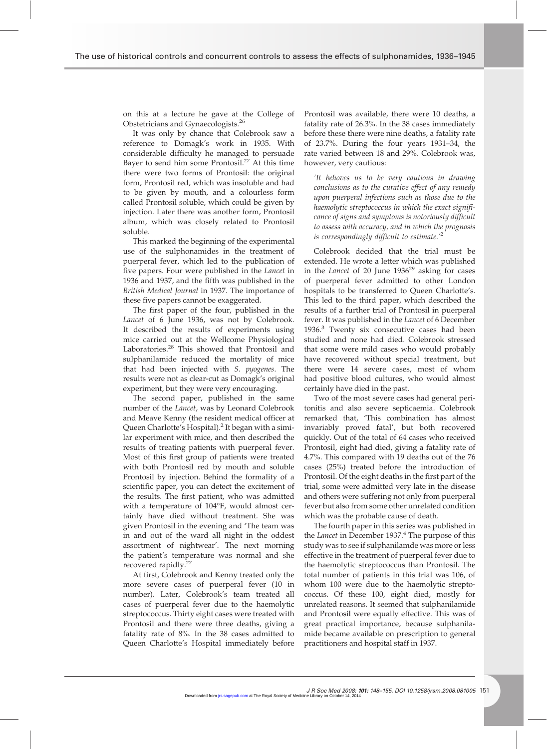on this at a lecture he gave at the College of Obstetricians and Gynaecologists.[26]

It was only by chance that Colebrook saw a reference to Domagk's work in 1935. With considerable difficulty he managed to persuade Bayer to send him some Prontosil.[27] At this time there were two forms of Prontosil: the original form, Prontosil red, which was insoluble and had to be given by mouth, and a colourless form called Prontosil soluble, which could be given by injection. Later there was another form, Prontosil album, which was closely related to Prontosil soluble.

This marked the beginning of the experimental use of the sulphonamides in the treatment of puerperal fever, which led to the publication of five papers. Four were published in the *Lancet* in 1936 and 1937, and the fifth was published in the *British Medical Journal* in 1937. The importance of these five papers cannot be exaggerated.

The first paper of the four, published in the *Lancet* of 6 June 1936, was not by Colebrook. It described the results of experiments using mice carried out at the Wellcome Physiological Laboratories.[28] This showed that Prontosil and sulphanilamide reduced the mortality of mice that had been injected with *S. pyogenes*. The results were not as clear-cut as Domagk's original experiment, but they were very encouraging.

The second paper, published in the same number of the *Lancet*, was by Leonard Colebrook and Meave Kenny (the resident medical officer at Queen Charlotte's Hospital).[2] It began with a similar experiment with mice, and then described the results of treating patients with puerperal fever. Most of this first group of patients were treated with both Prontosil red by mouth and soluble Prontosil by injection. Behind the formality of a scientific paper, you can detect the excitement of the results. The first patient, who was admitted with a temperature of 104°F, would almost certainly have died without treatment. She was given Prontosil in the evening and 'The team was in and out of the ward all night in the oddest assortment of nightwear'. The next morning the patient's temperature was normal and she recovered rapidly.[27]

At first, Colebrook and Kenny treated only the more severe cases of puerperal fever (10 in number). Later, Colebrook's team treated all cases of puerperal fever due to the haemolytic streptococcus. Thirty eight cases were treated with Prontosil and there were three deaths, giving a fatality rate of 8%. In the 38 cases admitted to Queen Charlotte's Hospital immediately before Prontosil was available, there were 10 deaths, a fatality rate of 26.3%. In the 38 cases immediately before these there were nine deaths, a fatality rate of 23.7%. During the four years 1931–34, the rate varied between 18 and 29%. Colebrook was, however, very cautious:

> *'It behoves us to be very cautious in drawing conclusions as to the curative effect of any remedy upon puerperal infections such as those due to the haemolytic streptococcus in which the exact significance of signs and symptoms is notoriously difficult to assess with accuracy, and in which the prognosis is correspondingly difficult to estimate.'*[2]

Colebrook decided that the trial must be extended. He wrote a letter which was published in the *Lancet* of 20 June 1936[29] asking for cases of puerperal fever admitted to other London hospitals to be transferred to Queen Charlotte's. This led to the third paper, which described the results of a further trial of Prontosil in puerperal fever. It was published in the *Lancet* of 6 December 1936.[3] Twenty six consecutive cases had been studied and none had died. Colebrook stressed that some were mild cases who would probably have recovered without special treatment, but there were 14 severe cases, most of whom had positive blood cultures, who would almost certainly have died in the past.

Two of the most severe cases had general peritonitis and also severe septicaemia. Colebrook remarked that, 'This combination has almost invariably proved fatal', but both recovered quickly. Out of the total of 64 cases who received Prontosil, eight had died, giving a fatality rate of 4.7%. This compared with 19 deaths out of the 76 cases (25%) treated before the introduction of Prontosil. Of the eight deaths in the first part of the trial, some were admitted very late in the disease and others were suffering not only from puerperal fever but also from some other unrelated condition which was the probable cause of death.

The fourth paper in this series was published in the *Lancet* in December 1937.[4] The purpose of this study was to see if sulphanilamde was more or less effective in the treatment of puerperal fever due to the haemolytic streptococcus than Prontosil. The total number of patients in this trial was 106, of whom 100 were due to the haemolytic streptococcus. Of these 100, eight died, mostly for unrelated reasons. It seemed that sulphanilamide and Prontosil were equally effective. This was of great practical importance, because sulphanilamide became available on prescription to general practitioners and hospital staff in 1937.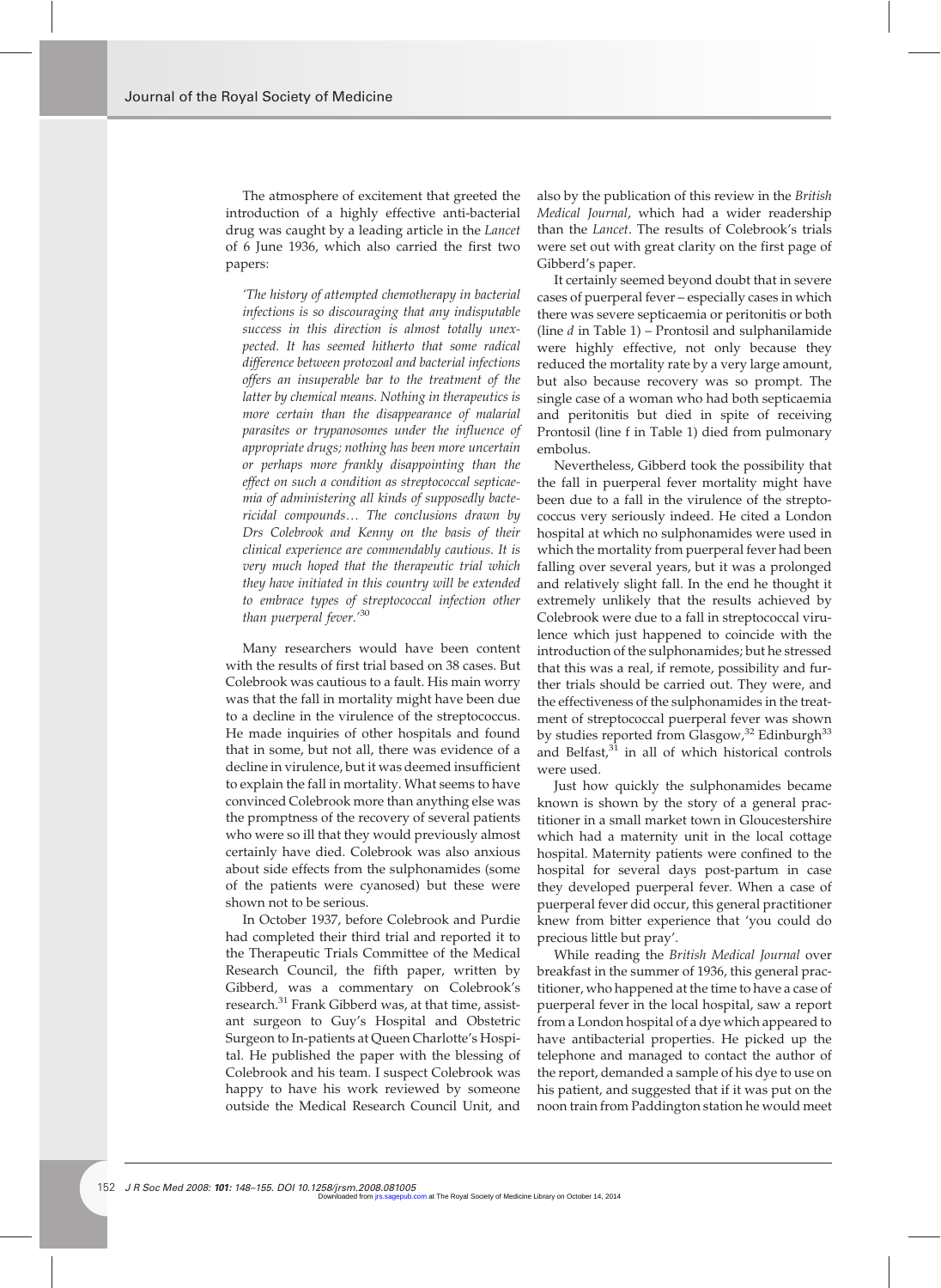The atmosphere of excitement that greeted the introduction of a highly effective anti-bacterial drug was caught by a leading article in the *Lancet* of 6 June 1936, which also carried the first two papers:

> *'The history of attempted chemotherapy in bacterial infections is so discouraging that any indisputable success in this direction is almost totally unexpected. It has seemed hitherto that some radical difference between protozoal and bacterial infections offers an insuperable bar to the treatment of the latter by chemical means. Nothing in therapeutics is more certain than the disappearance of malarial parasites or trypanosomes under the influence of appropriate drugs; nothing has been more uncertain or perhaps more frankly disappointing than the effect on such a condition as streptococcal septicaemia of administering all kinds of supposedly bactericidal compounds… The conclusions drawn by Drs Colebrook and Kenny on the basis of their clinical experience are commendably cautious. It is very much hoped that the therapeutic trial which they have initiated in this country will be extended to embrace types of streptococcal infection other than puerperal fever.'*[30]

Many researchers would have been content with the results of first trial based on 38 cases. But Colebrook was cautious to a fault. His main worry was that the fall in mortality might have been due to a decline in the virulence of the streptococcus. He made inquiries of other hospitals and found that in some, but not all, there was evidence of a decline in virulence, but it was deemed insufficient to explain the fall in mortality. What seems to have convinced Colebrook more than anything else was the promptness of the recovery of several patients who were so ill that they would previously almost certainly have died. Colebrook was also anxious about side effects from the sulphonamides (some of the patients were cyanosed) but these were shown not to be serious.

In October 1937, before Colebrook and Purdie had completed their third trial and reported it to the Therapeutic Trials Committee of the Medical Research Council, the fifth paper, written by Gibberd, was a commentary on Colebrook's research.[31] Frank Gibberd was, at that time, assistant surgeon to Guy's Hospital and Obstetric Surgeon to In-patients at Queen Charlotte's Hospital. He published the paper with the blessing of Colebrook and his team. I suspect Colebrook was happy to have his work reviewed by someone outside the Medical Research Council Unit, and also by the publication of this review in the *British Medical Journal*, which had a wider readership than the *Lancet*. The results of Colebrook's trials were set out with great clarity on the first page of Gibberd's paper.

It certainly seemed beyond doubt that in severe cases of puerperal fever – especially cases in which there was severe septicaemia or peritonitis or both (line *d* in Table 1) – Prontosil and sulphanilamide were highly effective, not only because they reduced the mortality rate by a very large amount, but also because recovery was so prompt. The single case of a woman who had both septicaemia and peritonitis but died in spite of receiving Prontosil (line f in Table 1) died from pulmonary embolus.

Nevertheless, Gibberd took the possibility that the fall in puerperal fever mortality might have been due to a fall in the virulence of the streptococcus very seriously indeed. He cited a London hospital at which no sulphonamides were used in which the mortality from puerperal fever had been falling over several years, but it was a prolonged and relatively slight fall. In the end he thought it extremely unlikely that the results achieved by Colebrook were due to a fall in streptococcal virulence which just happened to coincide with the introduction of the sulphonamides; but he stressed that this was a real, if remote, possibility and further trials should be carried out. They were, and the effectiveness of the sulphonamides in the treatment of streptococcal puerperal fever was shown by studies reported from Glasgow,[32] Edinburgh[33] and Belfast,[31] in all of which historical controls were used.

Just how quickly the sulphonamides became known is shown by the story of a general practitioner in a small market town in Gloucestershire which had a maternity unit in the local cottage hospital. Maternity patients were confined to the hospital for several days post-partum in case they developed puerperal fever. When a case of puerperal fever did occur, this general practitioner knew from bitter experience that 'you could do precious little but pray'.

While reading the *British Medical Journal* over breakfast in the summer of 1936, this general practitioner, who happened at the time to have a case of puerperal fever in the local hospital, saw a report from a London hospital of a dye which appeared to have antibacterial properties. He picked up the telephone and managed to contact the author of the report, demanded a sample of his dye to use on his patient, and suggested that if it was put on the noon train from Paddington station he would meet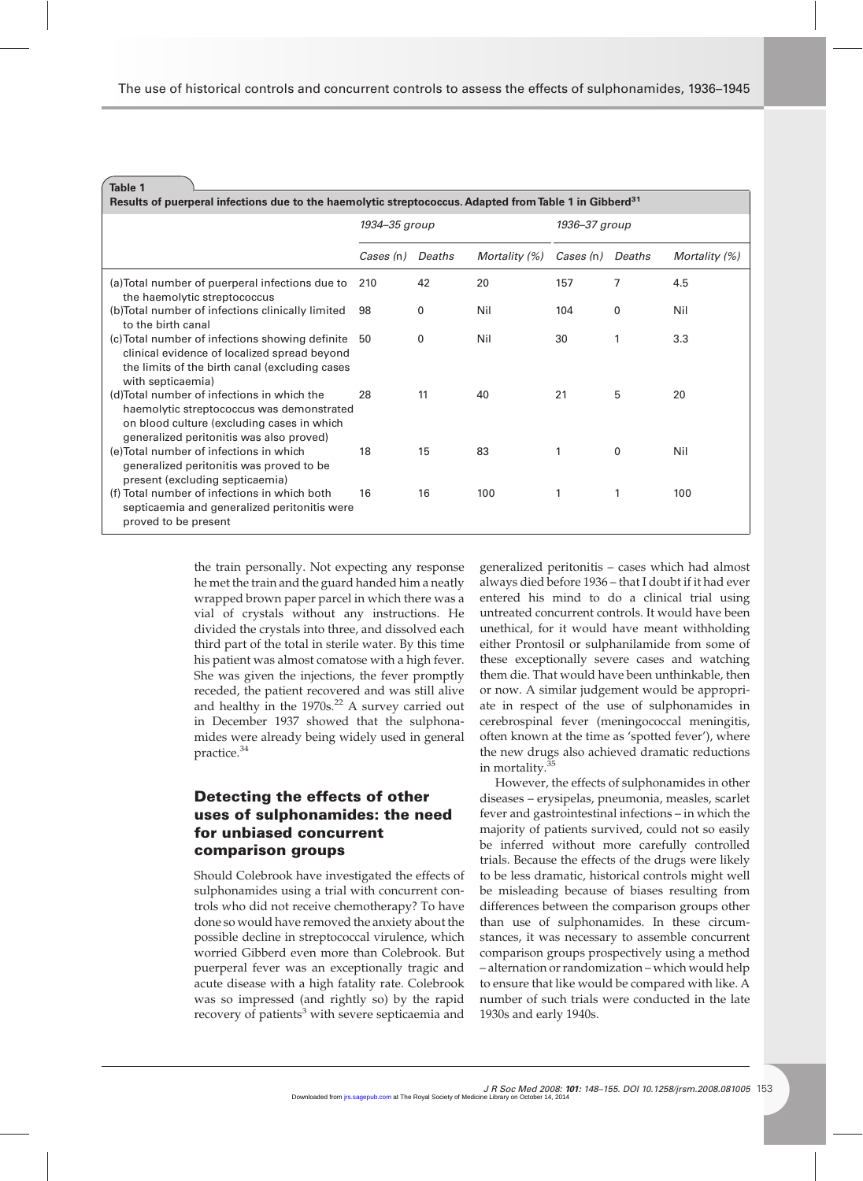**Table 1**

**Results of puerperal infections due to the haemolytic streptococcus. Adapted from Table 1 in Gibberd[31]**

| | *1934–35 group* | | | *1936–37 group* | | |
|---|---|---|---|---|---|---|
| | *Cases (n)* | *Deaths* | *Mortality (%)* | *Cases (n)* | *Deaths* | *Mortality (%)* |
| (a) Total number of puerperal infections due to the haemolytic streptococcus | 210 | 42 | 20 | 157 | 7 | 4.5 |
| (b) Total number of infections clinically limited to the birth canal | 98 | 0 | Nil | 104 | 0 | Nil |
| (c) Total number of infections showing definite clinical evidence of localized spread beyond the limits of the birth canal (excluding cases with septicaemia) | 50 | 0 | Nil | 30 | 1 | 3.3 |
| (d) Total number of infections in which the haemolytic streptococcus was demonstrated on blood culture (excluding cases in which generalized peritonitis was also proved) | 28 | 11 | 40 | 21 | 5 | 20 |
| (e) Total number of infections in which generalized peritonitis was proved to be present (excluding septicaemia) | 18 | 15 | 83 | 1 | 0 | Nil |
| (f) Total number of infections in which both septicaemia and generalized peritonitis were proved to be present | 16 | 16 | 100 | 1 | 1 | 100 |

the train personally. Not expecting any response he met the train and the guard handed him a neatly wrapped brown paper parcel in which there was a vial of crystals without any instructions. He divided the crystals into three, and dissolved each third part of the total in sterile water. By this time his patient was almost comatose with a high fever. She was given the injections, the fever promptly receded, the patient recovered and was still alive and healthy in the 1970s.[22] A survey carried out in December 1937 showed that the sulphonamides were already being widely used in general practice.[34]

## Detecting the effects of other uses of sulphonamides: the need for unbiased concurrent comparison groups

Should Colebrook have investigated the effects of sulphonamides using a trial with concurrent controls who did not receive chemotherapy? To have done so would have removed the anxiety about the possible decline in streptococcal virulence, which worried Gibberd even more than Colebrook. But puerperal fever was an exceptionally tragic and acute disease with a high fatality rate. Colebrook was so impressed (and rightly so) by the rapid recovery of patients[3] with severe septicaemia and generalized peritonitis – cases which had almost always died before 1936 – that I doubt if it had ever entered his mind to do a clinical trial using untreated concurrent controls. It would have been unethical, for it would have meant withholding either Prontosil or sulphanilamide from some of these exceptionally severe cases and watching them die. That would have been unthinkable, then or now. A similar judgement would be appropriate in respect of the use of sulphonamides in cerebrospinal fever (meningococcal meningitis, often known at the time as 'spotted fever'), where the new drugs also achieved dramatic reductions in mortality.[35]

However, the effects of sulphonamides in other diseases – erysipelas, pneumonia, measles, scarlet fever and gastrointestinal infections – in which the majority of patients survived, could not so easily be inferred without more carefully controlled trials. Because the effects of the drugs were likely to be less dramatic, historical controls might well be misleading because of biases resulting from differences between the comparison groups other than use of sulphonamides. In these circumstances, it was necessary to assemble concurrent comparison groups prospectively using a method – alternation or randomization – which would help to ensure that like would be compared with like. A number of such trials were conducted in the late 1930s and early 1940s.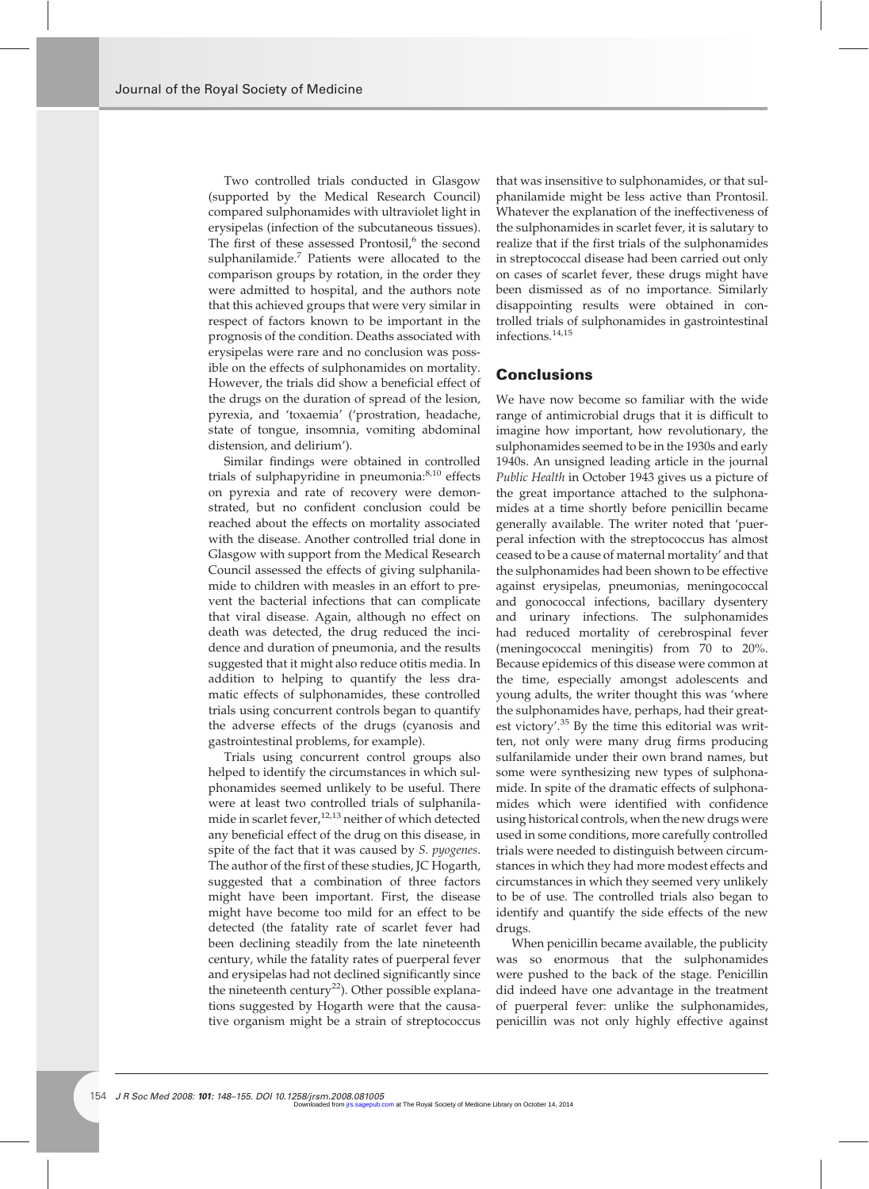Two controlled trials conducted in Glasgow (supported by the Medical Research Council) compared sulphonamides with ultraviolet light in erysipelas (infection of the subcutaneous tissues). The first of these assessed Prontosil,[6] the second sulphanilamide.[7] Patients were allocated to the comparison groups by rotation, in the order they were admitted to hospital, and the authors note that this achieved groups that were very similar in respect of factors known to be important in the prognosis of the condition. Deaths associated with erysipelas were rare and no conclusion was possible on the effects of sulphonamides on mortality. However, the trials did show a beneficial effect of the drugs on the duration of spread of the lesion, pyrexia, and 'toxaemia' ('prostration, headache, state of tongue, insomnia, vomiting abdominal distension, and delirium').

Similar findings were obtained in controlled trials of sulphapyridine in pneumonia:[8,10] effects on pyrexia and rate of recovery were demonstrated, but no confident conclusion could be reached about the effects on mortality associated with the disease. Another controlled trial done in Glasgow with support from the Medical Research Council assessed the effects of giving sulphanilamide to children with measles in an effort to prevent the bacterial infections that can complicate that viral disease. Again, although no effect on death was detected, the drug reduced the incidence and duration of pneumonia, and the results suggested that it might also reduce otitis media. In addition to helping to quantify the less dramatic effects of sulphonamides, these controlled trials using concurrent controls began to quantify the adverse effects of the drugs (cyanosis and gastrointestinal problems, for example).

Trials using concurrent control groups also helped to identify the circumstances in which sulphonamides seemed unlikely to be useful. There were at least two controlled trials of sulphanilamide in scarlet fever,[12,13] neither of which detected any beneficial effect of the drug on this disease, in spite of the fact that it was caused by *S. pyogenes*. The author of the first of these studies, JC Hogarth, suggested that a combination of three factors might have been important. First, the disease might have become too mild for an effect to be detected (the fatality rate of scarlet fever had been declining steadily from the late nineteenth century, while the fatality rates of puerperal fever and erysipelas had not declined significantly since the nineteenth century[22]). Other possible explanations suggested by Hogarth were that the causative organism might be a strain of streptococcus that was insensitive to sulphonamides, or that sulphanilamide might be less active than Prontosil. Whatever the explanation of the ineffectiveness of the sulphonamides in scarlet fever, it is salutary to realize that if the first trials of the sulphonamides in streptococcal disease had been carried out only on cases of scarlet fever, these drugs might have been dismissed as of no importance. Similarly disappointing results were obtained in controlled trials of sulphonamides in gastrointestinal infections.[14,15]

## Conclusions

We have now become so familiar with the wide range of antimicrobial drugs that it is difficult to imagine how important, how revolutionary, the sulphonamides seemed to be in the 1930s and early 1940s. An unsigned leading article in the journal *Public Health* in October 1943 gives us a picture of the great importance attached to the sulphonamides at a time shortly before penicillin became generally available. The writer noted that 'puerperal infection with the streptococcus has almost ceased to be a cause of maternal mortality' and that the sulphonamides had been shown to be effective against erysipelas, pneumonias, meningococcal and gonococcal infections, bacillary dysentery and urinary infections. The sulphonamides had reduced mortality of cerebrospinal fever (meningococcal meningitis) from 70 to 20%. Because epidemics of this disease were common at the time, especially amongst adolescents and young adults, the writer thought this was 'where the sulphonamides have, perhaps, had their greatest victory'.[35] By the time this editorial was written, not only were many drug firms producing sulfanilamide under their own brand names, but some were synthesizing new types of sulphonamide. In spite of the dramatic effects of sulphonamides which were identified with confidence using historical controls, when the new drugs were used in some conditions, more carefully controlled trials were needed to distinguish between circumstances in which they had more modest effects and circumstances in which they seemed very unlikely to be of use. The controlled trials also began to identify and quantify the side effects of the new drugs.

When penicillin became available, the publicity was so enormous that the sulphonamides were pushed to the back of the stage. Penicillin did indeed have one advantage in the treatment of puerperal fever: unlike the sulphonamides, penicillin was not only highly effective against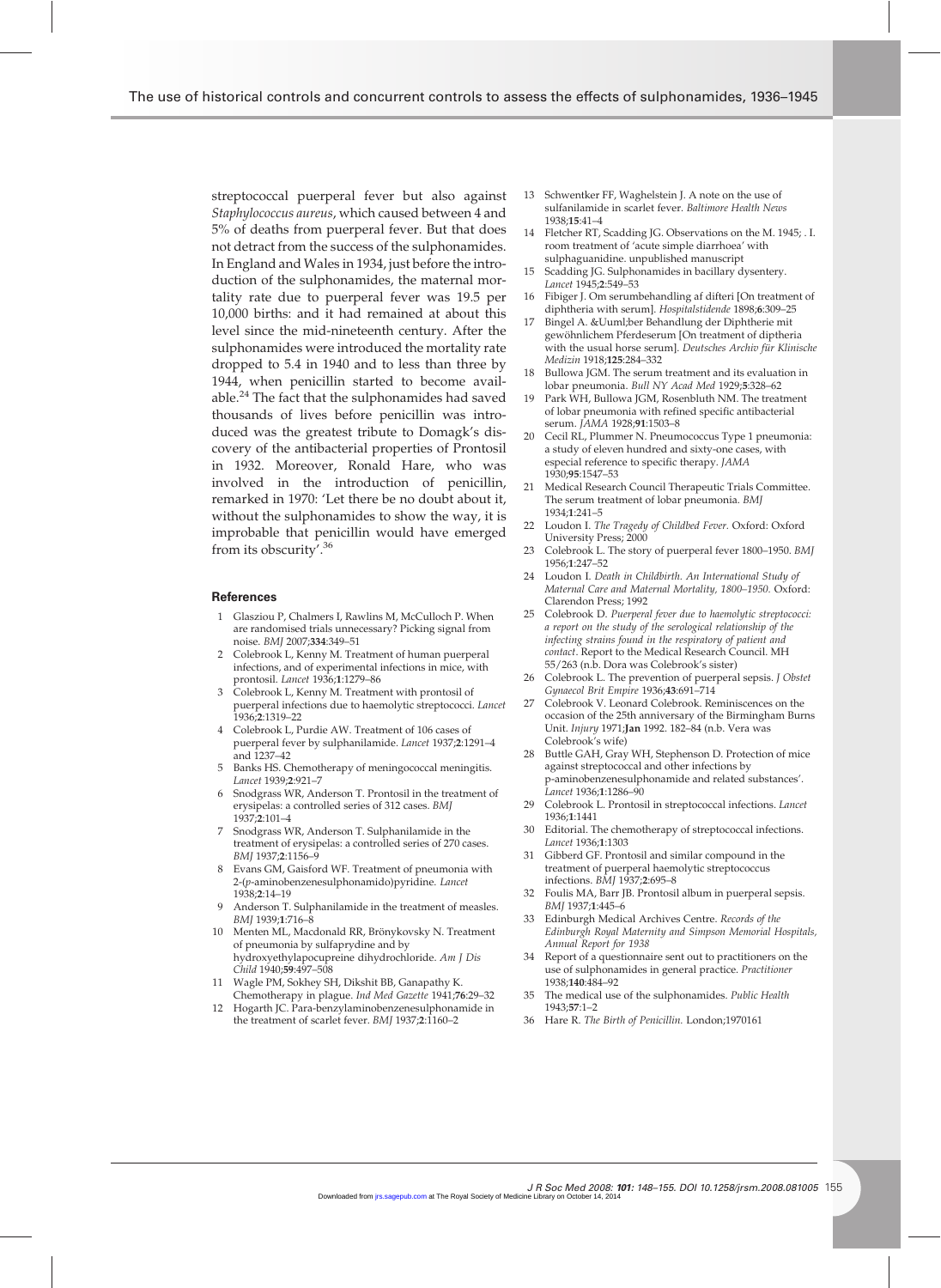streptococcal puerperal fever but also against *Staphylococcus aureus*, which caused between 4 and 5% of deaths from puerperal fever. But that does not detract from the success of the sulphonamides. In England and Wales in 1934, just before the introduction of the sulphonamides, the maternal mortality rate due to puerperal fever was 19.5 per 10,000 births: and it had remained at about this level since the mid-nineteenth century. After the sulphonamides were introduced the mortality rate dropped to 5.4 in 1940 and to less than three by 1944, when penicillin started to become available.[24] The fact that the sulphonamides had saved thousands of lives before penicillin was introduced was the greatest tribute to Domagk's discovery of the antibacterial properties of Prontosil in 1932. Moreover, Ronald Hare, who was involved in the introduction of penicillin, remarked in 1970: 'Let there be no doubt about it, without the sulphonamides to show the way, it is improbable that penicillin would have emerged from its obscurity'.[36]

## References

1. Glasziou P, Chalmers I, Rawlins M, McCulloch P. When are randomised trials unnecessary? Picking signal from noise. *BMJ* 2007;**334**:349–51
2. Colebrook L, Kenny M. Treatment of human puerperal infections, and of experimental infections in mice, with prontosil. *Lancet* 1936;**1**:1279–86
3. Colebrook L, Kenny M. Treatment with prontosil of puerperal infections due to haemolytic streptococci. *Lancet* 1936;**2**:1319–22
4. Colebrook L, Purdie AW. Treatment of 106 cases of puerperal fever by sulphanilamide. *Lancet* 1937;**2**:1291–4 and 1237–42
5. Banks HS. Chemotherapy of meningococcal meningitis. *Lancet* 1939;**2**:921–7
6. Snodgrass WR, Anderson T. Prontosil in the treatment of erysipelas: a controlled series of 312 cases. *BMJ* 1937;**2**:101–4
7. Snodgrass WR, Anderson T. Sulphanilamide in the treatment of erysipelas: a controlled series of 270 cases. *BMJ* 1937;**2**:1156–9
8. Evans GM, Gaisford WF. Treatment of pneumonia with 2-(*p*-aminobenzenesulphonamido)pyridine. *Lancet* 1938;**2**:14–19
9. Anderson T. Sulphanilamide in the treatment of measles. *BMJ* 1939;**1**:716–8
10. Menten ML, Macdonald RR, Brönykovsky N. Treatment of pneumonia by sulfaprydine and by hydroxyethylapocupreine dihydrochloride. *Am J Dis Child* 1940;**59**:497–508
11. Wagle PM, Sokhey SH, Dikshit BB, Ganapathy K. Chemotherapy in plague. *Ind Med Gazette* 1941;**76**:29–32
12. Hogarth JC. Para-benzylaminobenzenesulphonamide in the treatment of scarlet fever. *BMJ* 1937;**2**:1160–2
13. Schwentker FF, Waghelstein J. A note on the use of sulfanilamide in scarlet fever. *Baltimore Health News* 1938;**15**:41–4
14. Fletcher RT, Scadding JG. Observations on the M. 1945; . I. room treatment of 'acute simple diarrhoea' with sulphaguanidine. unpublished manuscript
15. Scadding JG. Sulphonamides in bacillary dysentery. *Lancet* 1945;**2**:549–53
16. Fibiger J. Om serumbehandling af difteri [On treatment of diphtheria with serum]. *Hospitalstidende* 1898;**6**:309–25
17. Bingel A. &Uuml;ber Behandlung der Diphtherie mit gewöhnlichem Pferdeserum [On treatment of diptheria with the usual horse serum]. *Deutsches Archiv für Klinische Medizin* 1918;**125**:284–332
18. Bullowa JGM. The serum treatment and its evaluation in lobar pneumonia. *Bull NY Acad Med* 1929;**5**:328–62
19. Park WH, Bullowa JGM, Rosenbluth NM. The treatment of lobar pneumonia with refined specific antibacterial serum. *JAMA* 1928;**91**:1503–8
20. Cecil RL, Plummer N. Pneumococcus Type 1 pneumonia: a study of eleven hundred and sixty-one cases, with especial reference to specific therapy. *JAMA* 1930;**95**:1547–53
21. Medical Research Council Therapeutic Trials Committee. The serum treatment of lobar pneumonia. *BMJ* 1934;**1**:241–5
22. Loudon I. *The Tragedy of Childbed Fever*. Oxford: Oxford University Press; 2000
23. Colebrook L. The story of puerperal fever 1800–1950. *BMJ* 1956;**1**:247–52
24. Loudon I. *Death in Childbirth. An International Study of Maternal Care and Maternal Mortality, 1800–1950.* Oxford: Clarendon Press; 1992
25. Colebrook D. *Puerperal fever due to haemolytic streptococci: a report on the study of the serological relationship of the infecting strains found in the respiratory of patient and contact*. Report to the Medical Research Council. MH 55/263 (n.b. Dora was Colebrook's sister)
26. Colebrook L. The prevention of puerperal sepsis. *J Obstet Gynaecol Brit Empire* 1936;**43**:691–714
27. Colebrook V. Leonard Colebrook. Reminiscences on the occasion of the 25th anniversary of the Birmingham Burns Unit. *Injury* 1971;**Jan** 1992. 182–84 (n.b. Vera was Colebrook's wife)
28. Buttle GAH, Gray WH, Stephenson D. Protection of mice against streptococcal and other infections by p-aminobenzenesulphonamide and related substances'. *Lancet* 1936;**1**:1286–90
29. Colebrook L. Prontosil in streptococcal infections. *Lancet* 1936;**1**:1441
30. Editorial. The chemotherapy of streptococcal infections. *Lancet* 1936;**1**:1303
31. Gibberd GF. Prontosil and similar compound in the treatment of puerperal haemolytic streptococcus infections. *BMJ* 1937;**2**:695–8
32. Foulis MA, Barr JB. Prontosil album in puerperal sepsis. *BMJ* 1937;**1**:445–6
33. Edinburgh Medical Archives Centre. *Records of the Edinburgh Royal Maternity and Simpson Memorial Hospitals, Annual Report for 1938*
34. Report of a questionnaire sent out to practitioners on the use of sulphonamides in general practice. *Practitioner* 1938;**140**:484–92
35. The medical use of the sulphonamides. *Public Health* 1943;**57**:1–2
36. Hare R. *The Birth of Penicillin.* London;1970161